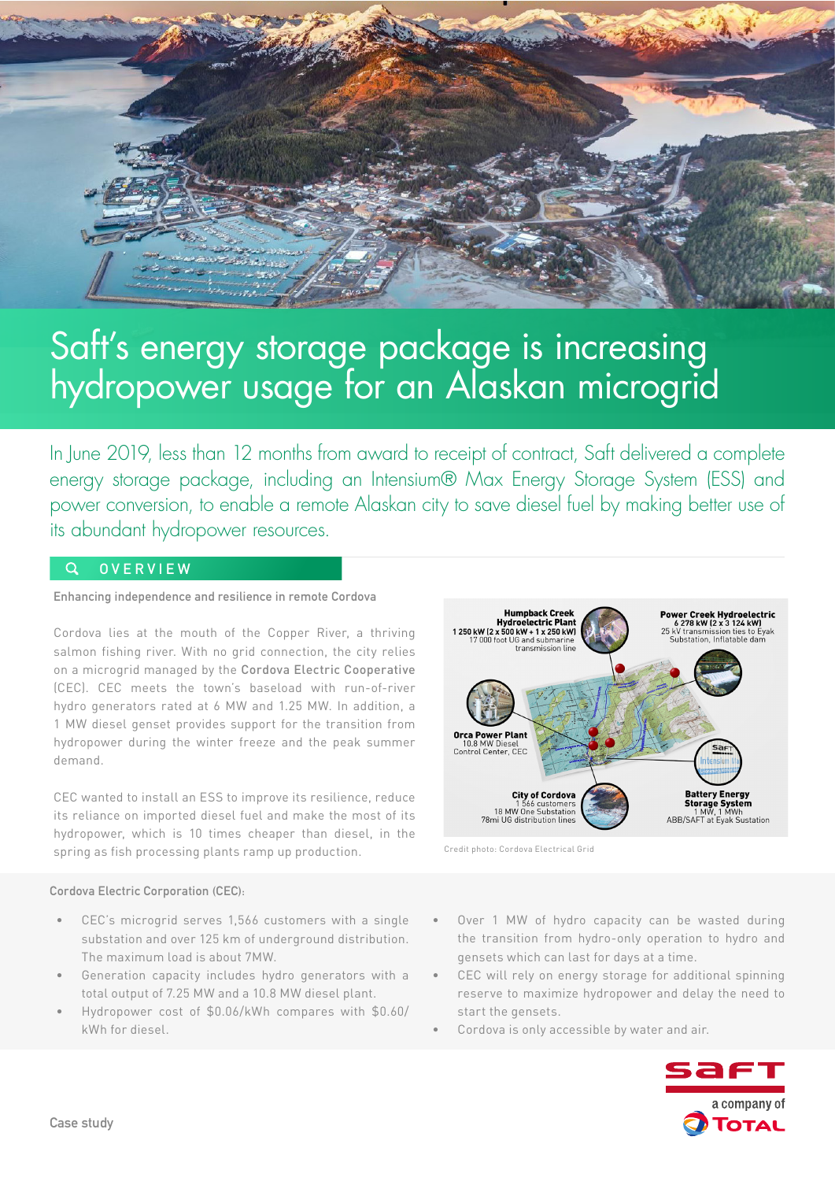# Saft's energy storage package is increasing hydropower usage for an Alaskan microgrid

In June 2019, less than 12 months from award to receipt of contract, Saft delivered a complete energy storage package, including an Intensium® Max Energy Storage System (ESS) and power conversion, to enable a remote Alaskan city to save diesel fuel by making better use of its abundant hydropower resources.

## OVERVIEW

**Enhancing independence and resilience in remote Cordova**

Cordova lies at the mouth of the Copper River, a thriving salmon fishing river. With no grid connection, the city relies on a microgrid managed by the **Cordova Electric Cooperative** (CEC). CEC meets the town's baseload with run-of-river hydro generators rated at 6 MW and 1.25 MW. In addition, a 1 MW diesel genset provides support for the transition from hydropower during the winter freeze and the peak summer demand.

CEC wanted to install an ESS to improve its resilience, reduce its reliance on imported diesel fuel and make the most of its hydropower, which is 10 times cheaper than diesel, in the spring as fish processing plants ramp up production.

**Humpback Creek Hydroelectric Plant**
1 250 kW (2 x 500 kW + 1 x 250 kW)
17 000 foot UG and submarine transmission line

**Power Creek Hydroelectric**
6 278 kW (2 x 3 124 kW)
25 kV transmission ties to Eyak Substation, Inflatable dam

**Orca Power Plant**
10.8 MW Diesel
Control Center, CEC

**City of Cordova**
1 566 customers
18 MW One Substation
78mi UG distribution lines

**Battery Energy Storage System**
1 MW, 1 MWh
ABB/SAFT at Eyak Sustation

Credit photo: Cordova Electrical Grid

**Cordova Electric Corporation (CEC):**

- CEC's microgrid serves 1,566 customers with a single substation and over 125 km of underground distribution. The maximum load is about 7MW.
- Generation capacity includes hydro generators with a total output of 7.25 MW and a 10.8 MW diesel plant.
- Hydropower cost of \$0.06/kWh compares with \$0.60/kWh for diesel.
- Over 1 MW of hydro capacity can be wasted during the transition from hydro-only operation to hydro and gensets which can last for days at a time.
- CEC will rely on energy storage for additional spinning reserve to maximize hydropower and delay the need to start the gensets.
- Cordova is only accessible by water and air.

Case study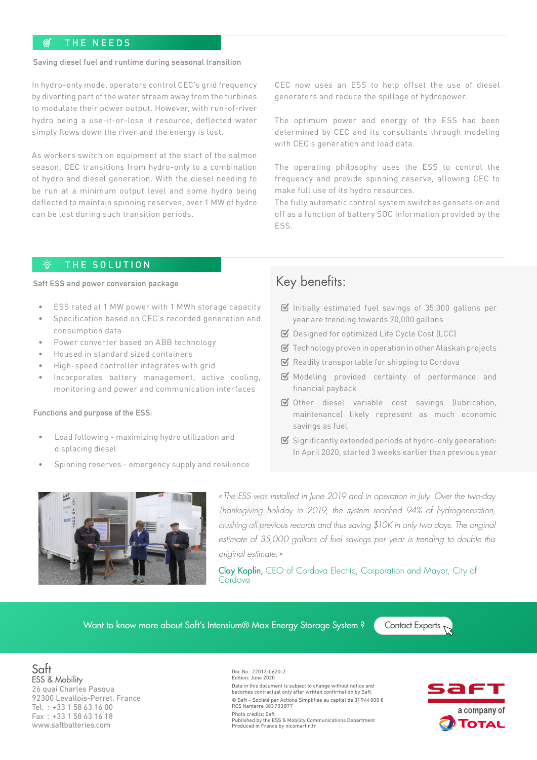## THE NEEDS

Saving diesel fuel and runtime during seasonal transition

In hydro-only mode, operators control CEC's grid frequency by diverting part of the water stream away from the turbines to modulate their power output. However, with run-of-river hydro being a use-it-or-lose it resource, deflected water simply flows down the river and the energy is lost.

As workers switch on equipment at the start of the salmon season, CEC transitions from hydro-only to a combination of hydro and diesel generation. With the diesel needing to be run at a minimum output level and some hydro being deflected to maintain spinning reserves, over 1 MW of hydro can be lost during such transition periods.

CEC now uses an ESS to help offset the use of diesel generators and reduce the spillage of hydropower.

The optimum power and energy of the ESS had been determined by CEC and its consultants through modeling with CEC's generation and load data.

The operating philosophy uses the ESS to control the frequency and provide spinning reserve, allowing CEC to make full use of its hydro resources.
The fully automatic control system switches gensets on and off as a function of battery SOC information provided by the ESS.

## THE SOLUTION

Saft ESS and power conversion package

- ESS rated at 1 MW power with 1 MWh storage capacity
- Specification based on CEC's recorded generation and consumption data
- Power converter based on ABB technology
- Housed in standard sized containers
- High-speed controller integrates with grid
- Incorporates battery management, active cooling, monitoring and power and communication interfaces

Functions and purpose of the ESS:

- Load following - maximizing hydro utilization and displacing diesel
- Spinning reserves - emergency supply and resilience

## Key benefits:

- Initially estimated fuel savings of 35,000 gallons per year are trending towards 70,000 gallons
- Designed for optimized Life Cycle Cost (LCC)
- Technology proven in operation in other Alaskan projects
- Readily transportable for shipping to Cordova
- Modeling provided certainty of performance and financial payback
- Other diesel variable cost savings (lubrication, maintenance) likely represent as much economic savings as fuel
- Significantly extended periods of hydro-only generation: In April 2020, started 3 weeks earlier than previous year

*« The ESS was installed in June 2019 and in operation in July. Over the two-day Thanksgiving holiday in 2019, the system reached 94% of hydrogeneration, crushing all previous records and thus saving $10K in only two days. The original estimate of 35,000 gallons of fuel savings per year is trending to double this original estimate. »*

Clay Koplin, CEO of Cordova Electric, Corporation and Mayor, City of Cordova

Want to know more about Saft's Intensium® Max Energy Storage System ? Contact Experts

Saft
ESS & Mobility
26 quai Charles Pasqua
92300 Levallois-Perret, France
Tel. : +33 1 58 63 16 00
Fax : +33 1 58 63 16 18
www.saftbatteries.com

Doc No.: 22013-0620-2
Edition: June 2020
Data in this document is subject to change without notice and becomes contractual only after written confirmation by Saft.
© Saft – Société par Actions Simplifiée au capital de 31 944 000 €
RCS Nanterre 383 703 877
Photo credits: Saft
Published by the ESS & Mobility Communications Department
Produced in France by nicomartin.fr

saft
a company of TOTAL